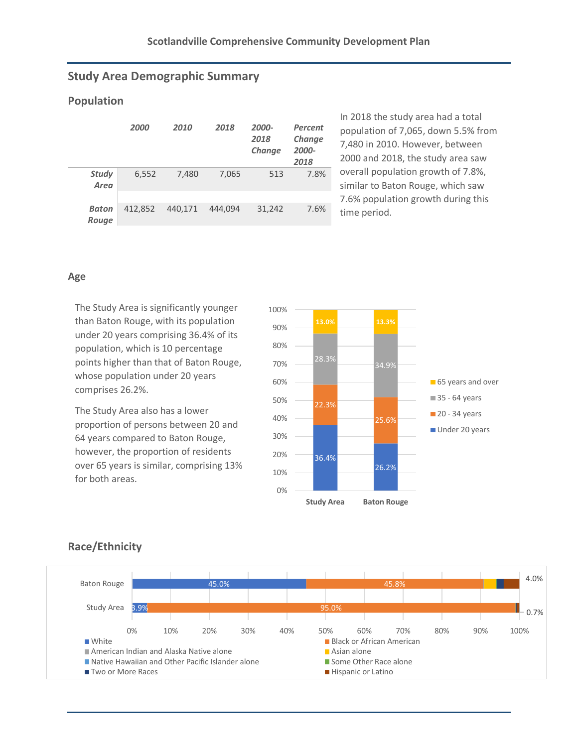## Study Area Demographic Summary

### Population

| | 2000 | 2010 | 2018 | 2000-2018 Change | Percent Change 2000-2018 |
|---|---|---|---|---|---|
| ***Study Area*** | 6,552 | 7,480 | 7,065 | 513 | 7.8% |
| ***Baton Rouge*** | 412,852 | 440,171 | 444,094 | 31,242 | 7.6% |

In 2018 the study area had a total population of 7,065, down 5.5% from 7,480 in 2010. However, between 2000 and 2018, the study area saw overall population growth of 7.8%, similar to Baton Rouge, which saw 7.6% population growth during this time period.

### Age

The Study Area is significantly younger than Baton Rouge, with its population under 20 years comprising 36.4% of its population, which is 10 percentage points higher than that of Baton Rouge, whose population under 20 years comprises 26.2%.

The Study Area also has a lower proportion of persons between 20 and 64 years compared to Baton Rouge, however, the proportion of residents over 65 years is similar, comprising 13% for both areas.

| | Study Area | Baton Rouge |
|---|---|---|
| 65 years and over | 13.0% | 13.3% |
| 35 - 64 years | 28.3% | 34.9% |
| 20 - 34 years | 22.3% | 25.6% |
| Under 20 years | 36.4% | 26.2% |

### Race/Ethnicity

| | White | Black or African American | Hispanic or Latino |
|---|---|---|---|
| Baton Rouge | 45.0% | 45.8% | 4.0% |
| Study Area | 3.9% | 95.0% | 0.7% |

Legend: White; Black or African American; American Indian and Alaska Native alone; Asian alone; Native Hawaiian and Other Pacific Islander alone; Some Other Race alone; Two or More Races; Hispanic or Latino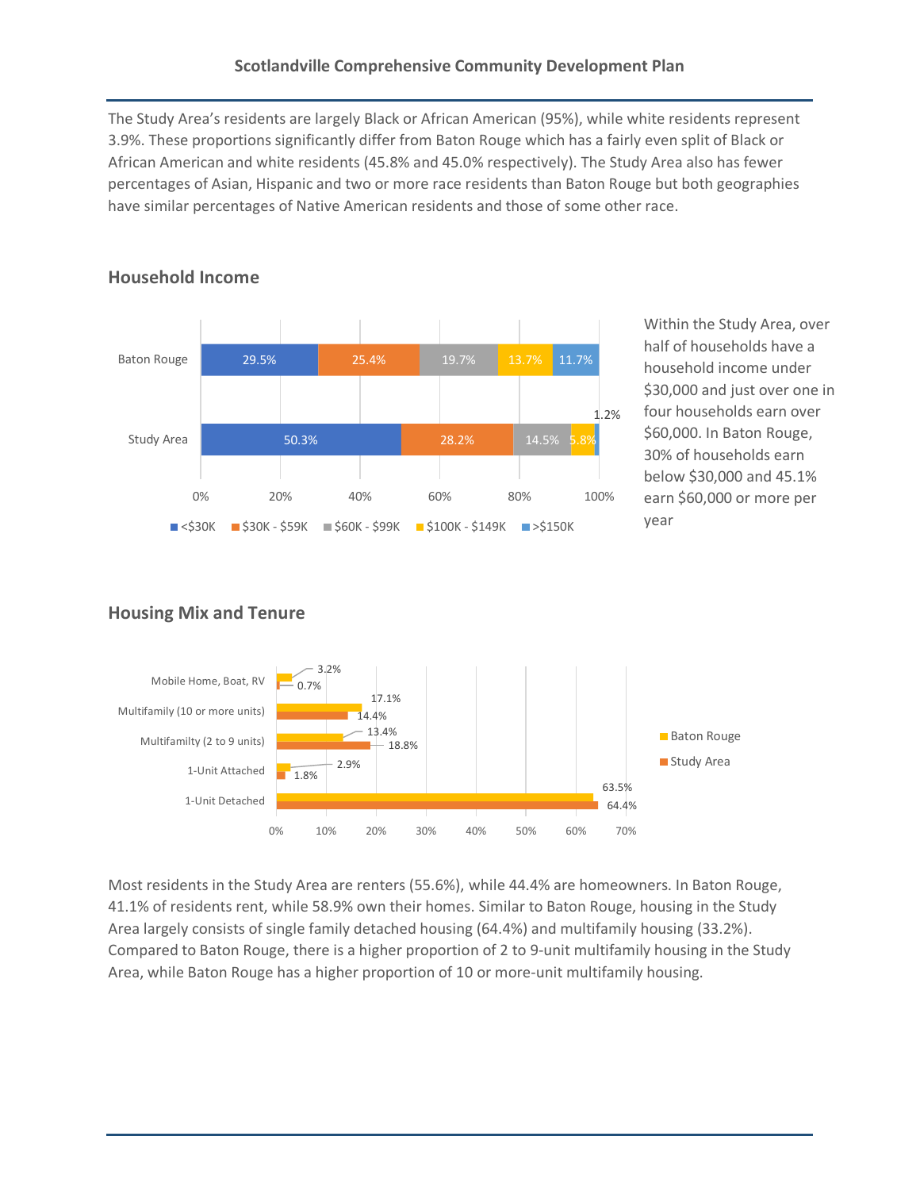The Study Area's residents are largely Black or African American (95%), while white residents represent 3.9%. These proportions significantly differ from Baton Rouge which has a fairly even split of Black or African American and white residents (45.8% and 45.0% respectively). The Study Area also has fewer percentages of Asian, Hispanic and two or more race residents than Baton Rouge but both geographies have similar percentages of Native American residents and those of some other race.

## Household Income

| | <$30K | $30K - $59K | $60K - $99K | $100K - $149K | >$150K |
|---|---|---|---|---|---|
| Baton Rouge | 29.5% | 25.4% | 19.7% | 13.7% | 11.7% |
| Study Area | 50.3% | 28.2% | 14.5% | 5.8% | 1.2% |

Within the Study Area, over half of households have a household income under $30,000 and just over one in four households earn over $60,000. In Baton Rouge, 30% of households earn below $30,000 and 45.1% earn $60,000 or more per year

## Housing Mix and Tenure

| | Baton Rouge | Study Area |
|---|---|---|
| Mobile Home, Boat, RV | 3.2% | 0.7% |
| Multifamily (10 or more units) | 17.1% | 14.4% |
| Multifamilty (2 to 9 units) | 13.4% | 18.8% |
| 1-Unit Attached | 2.9% | 1.8% |
| 1-Unit Detached | 63.5% | 64.4% |

Most residents in the Study Area are renters (55.6%), while 44.4% are homeowners. In Baton Rouge, 41.1% of residents rent, while 58.9% own their homes. Similar to Baton Rouge, housing in the Study Area largely consists of single family detached housing (64.4%) and multifamily housing (33.2%). Compared to Baton Rouge, there is a higher proportion of 2 to 9-unit multifamily housing in the Study Area, while Baton Rouge has a higher proportion of 10 or more-unit multifamily housing.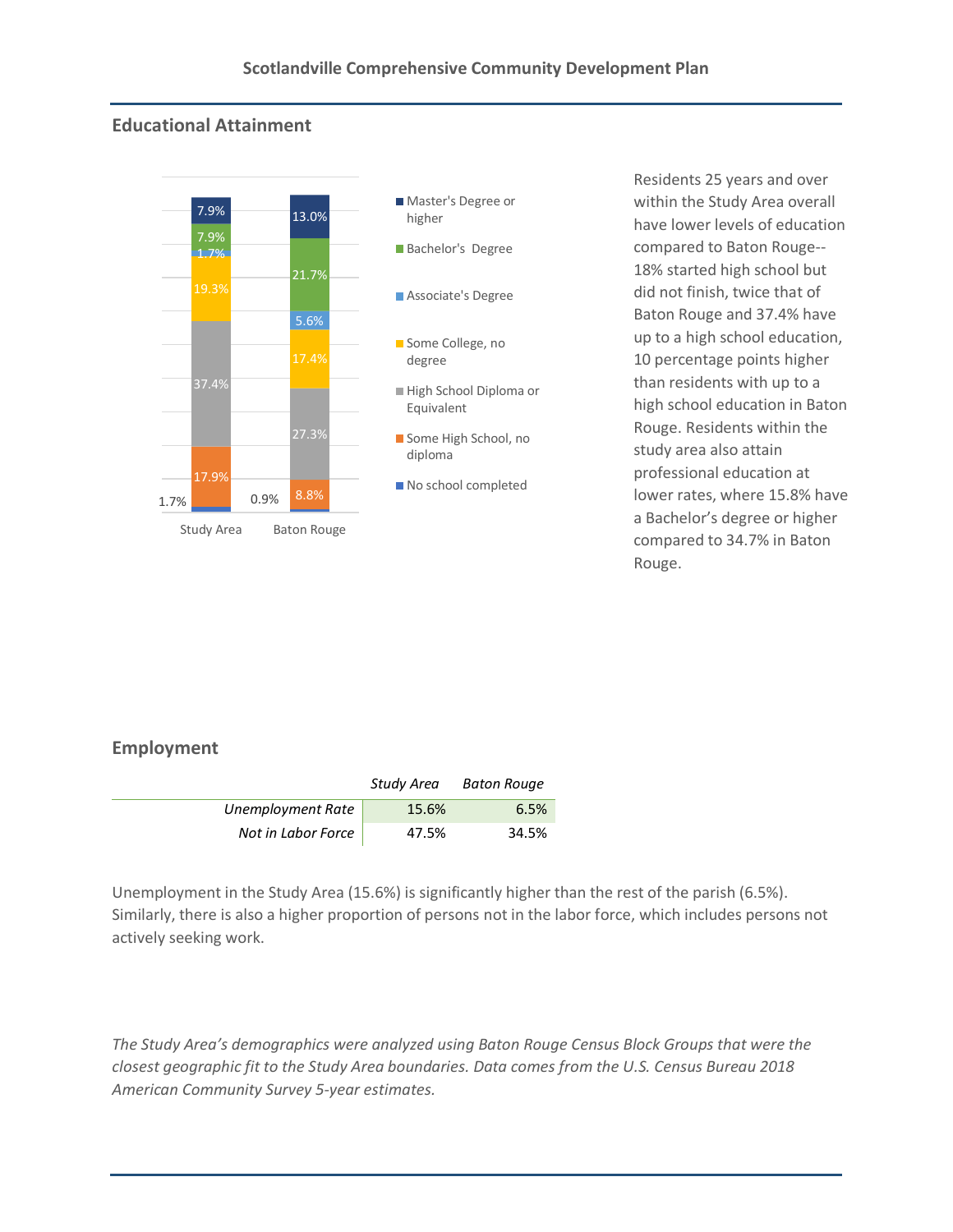## Educational Attainment

Study Area: 7.9%, 7.9%, 1.7%, 19.3%, 37.4%, 17.9%, 1.7%

Baton Rouge: 13.0%, 21.7%, 5.6%, 17.4%, 27.3%, 8.8%, 0.9%

Master's Degree or higher

Bachelor's Degree

Associate's Degree

Some College, no degree

High School Diploma or Equivalent

Some High School, no diploma

No school completed

Study Area

Baton Rouge

Residents 25 years and over within the Study Area overall have lower levels of education compared to Baton Rouge-- 18% started high school but did not finish, twice that of Baton Rouge and 37.4% have up to a high school education, 10 percentage points higher than residents with up to a high school education in Baton Rouge. Residents within the study area also attain professional education at lower rates, where 15.8% have a Bachelor's degree or higher compared to 34.7% in Baton Rouge.

## Employment

| | *Study Area* | *Baton Rouge* |
|---|---|---|
| *Unemployment Rate* | 15.6% | 6.5% |
| *Not in Labor Force* | 47.5% | 34.5% |

Unemployment in the Study Area (15.6%) is significantly higher than the rest of the parish (6.5%). Similarly, there is also a higher proportion of persons not in the labor force, which includes persons not actively seeking work.

*The Study Area's demographics were analyzed using Baton Rouge Census Block Groups that were the closest geographic fit to the Study Area boundaries. Data comes from the U.S. Census Bureau 2018 American Community Survey 5-year estimates.*